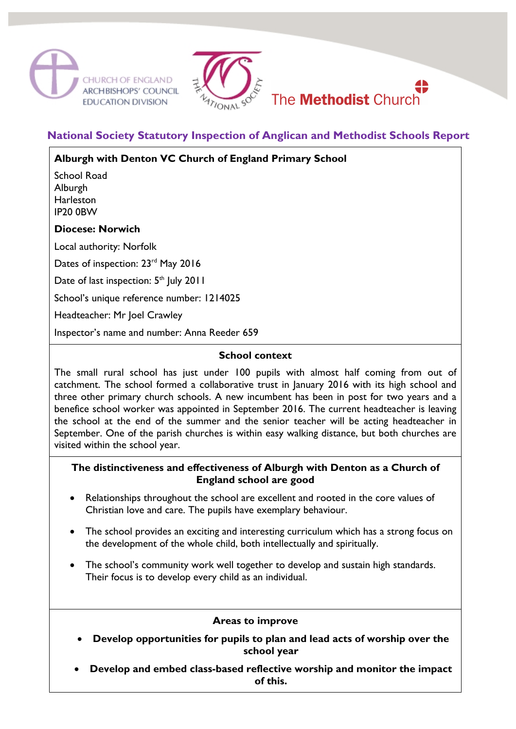CHURCH OF ENGLAND ARCHBISHOPS' COUNCIL EDUCATION DIVISION

THE NATIONAL SOCIETY

The **Methodist** Church

## National Society Statutory Inspection of Anglican and Methodist Schools Report

**Alburgh with Denton VC Church of England Primary School**

School Road
Alburgh
Harleston
IP20 0BW

**Diocese: Norwich**

Local authority: Norfolk

Dates of inspection: 23rd May 2016

Date of last inspection: 5th July 2011

School's unique reference number: 1214025

Headteacher: Mr Joel Crawley

Inspector's name and number: Anna Reeder 659

### School context

The small rural school has just under 100 pupils with almost half coming from out of catchment. The school formed a collaborative trust in January 2016 with its high school and three other primary church schools. A new incumbent has been in post for two years and a benefice school worker was appointed in September 2016. The current headteacher is leaving the school at the end of the summer and the senior teacher will be acting headteacher in September. One of the parish churches is within easy walking distance, but both churches are visited within the school year.

### The distinctiveness and effectiveness of Alburgh with Denton as a Church of England school are good

- Relationships throughout the school are excellent and rooted in the core values of Christian love and care. The pupils have exemplary behaviour.
- The school provides an exciting and interesting curriculum which has a strong focus on the development of the whole child, both intellectually and spiritually.
- The school's community work well together to develop and sustain high standards. Their focus is to develop every child as an individual.

### Areas to improve

- **Develop opportunities for pupils to plan and lead acts of worship over the school year**
- **Develop and embed class-based reflective worship and monitor the impact of this.**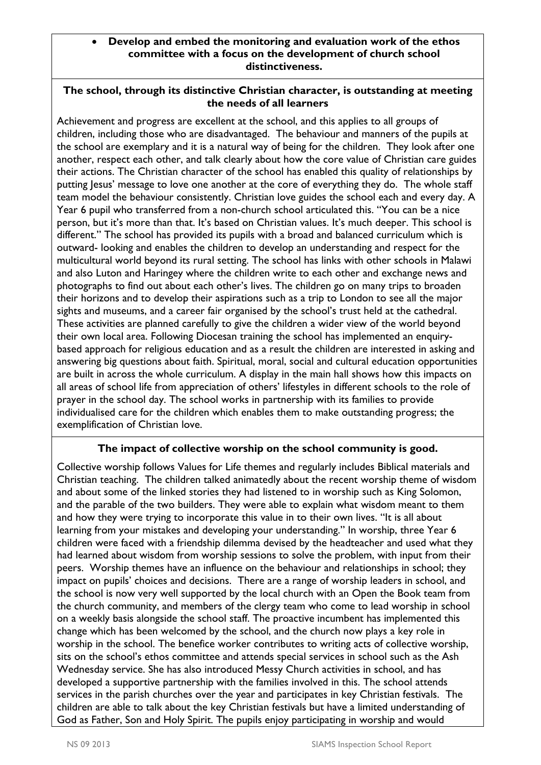- **Develop and embed the monitoring and evaluation work of the ethos committee with a focus on the development of church school distinctiveness.**

### The school, through its distinctive Christian character, is outstanding at meeting the needs of all learners

Achievement and progress are excellent at the school, and this applies to all groups of children, including those who are disadvantaged. The behaviour and manners of the pupils at the school are exemplary and it is a natural way of being for the children. They look after one another, respect each other, and talk clearly about how the core value of Christian care guides their actions. The Christian character of the school has enabled this quality of relationships by putting Jesus' message to love one another at the core of everything they do. The whole staff team model the behaviour consistently. Christian love guides the school each and every day. A Year 6 pupil who transferred from a non-church school articulated this. "You can be a nice person, but it's more than that. It's based on Christian values. It's much deeper. This school is different." The school has provided its pupils with a broad and balanced curriculum which is outward- looking and enables the children to develop an understanding and respect for the multicultural world beyond its rural setting. The school has links with other schools in Malawi and also Luton and Haringey where the children write to each other and exchange news and photographs to find out about each other's lives. The children go on many trips to broaden their horizons and to develop their aspirations such as a trip to London to see all the major sights and museums, and a career fair organised by the school's trust held at the cathedral. These activities are planned carefully to give the children a wider view of the world beyond their own local area. Following Diocesan training the school has implemented an enquiry-based approach for religious education and as a result the children are interested in asking and answering big questions about faith. Spiritual, moral, social and cultural education opportunities are built in across the whole curriculum. A display in the main hall shows how this impacts on all areas of school life from appreciation of others' lifestyles in different schools to the role of prayer in the school day. The school works in partnership with its families to provide individualised care for the children which enables them to make outstanding progress; the exemplification of Christian love.

### The impact of collective worship on the school community is good.

Collective worship follows Values for Life themes and regularly includes Biblical materials and Christian teaching. The children talked animatedly about the recent worship theme of wisdom and about some of the linked stories they had listened to in worship such as King Solomon, and the parable of the two builders. They were able to explain what wisdom meant to them and how they were trying to incorporate this value in to their own lives. "It is all about learning from your mistakes and developing your understanding." In worship, three Year 6 children were faced with a friendship dilemma devised by the headteacher and used what they had learned about wisdom from worship sessions to solve the problem, with input from their peers. Worship themes have an influence on the behaviour and relationships in school; they impact on pupils' choices and decisions. There are a range of worship leaders in school, and the school is now very well supported by the local church with an Open the Book team from the church community, and members of the clergy team who come to lead worship in school on a weekly basis alongside the school staff. The proactive incumbent has implemented this change which has been welcomed by the school, and the church now plays a key role in worship in the school. The benefice worker contributes to writing acts of collective worship, sits on the school's ethos committee and attends special services in school such as the Ash Wednesday service. She has also introduced Messy Church activities in school, and has developed a supportive partnership with the families involved in this. The school attends services in the parish churches over the year and participates in key Christian festivals. The children are able to talk about the key Christian festivals but have a limited understanding of God as Father, Son and Holy Spirit. The pupils enjoy participating in worship and would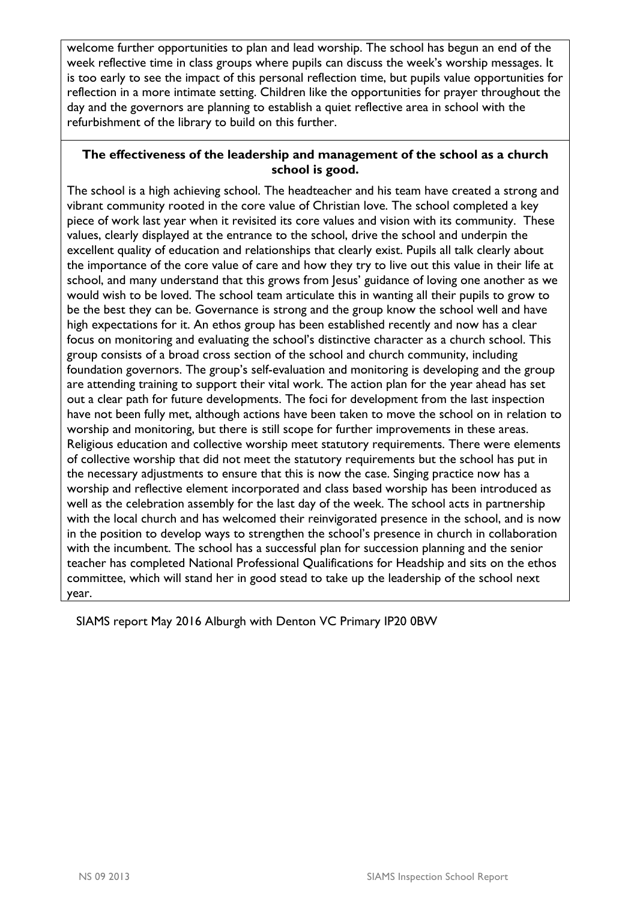welcome further opportunities to plan and lead worship. The school has begun an end of the week reflective time in class groups where pupils can discuss the week's worship messages. It is too early to see the impact of this personal reflection time, but pupils value opportunities for reflection in a more intimate setting. Children like the opportunities for prayer throughout the day and the governors are planning to establish a quiet reflective area in school with the refurbishment of the library to build on this further.

**The effectiveness of the leadership and management of the school as a church school is good.**

The school is a high achieving school. The headteacher and his team have created a strong and vibrant community rooted in the core value of Christian love. The school completed a key piece of work last year when it revisited its core values and vision with its community. These values, clearly displayed at the entrance to the school, drive the school and underpin the excellent quality of education and relationships that clearly exist. Pupils all talk clearly about the importance of the core value of care and how they try to live out this value in their life at school, and many understand that this grows from Jesus' guidance of loving one another as we would wish to be loved. The school team articulate this in wanting all their pupils to grow to be the best they can be. Governance is strong and the group know the school well and have high expectations for it. An ethos group has been established recently and now has a clear focus on monitoring and evaluating the school's distinctive character as a church school. This group consists of a broad cross section of the school and church community, including foundation governors. The group's self-evaluation and monitoring is developing and the group are attending training to support their vital work. The action plan for the year ahead has set out a clear path for future developments. The foci for development from the last inspection have not been fully met, although actions have been taken to move the school on in relation to worship and monitoring, but there is still scope for further improvements in these areas. Religious education and collective worship meet statutory requirements. There were elements of collective worship that did not meet the statutory requirements but the school has put in the necessary adjustments to ensure that this is now the case. Singing practice now has a worship and reflective element incorporated and class based worship has been introduced as well as the celebration assembly for the last day of the week. The school acts in partnership with the local church and has welcomed their reinvigorated presence in the school, and is now in the position to develop ways to strengthen the school's presence in church in collaboration with the incumbent. The school has a successful plan for succession planning and the senior teacher has completed National Professional Qualifications for Headship and sits on the ethos committee, which will stand her in good stead to take up the leadership of the school next year.

SIAMS report May 2016 Alburgh with Denton VC Primary IP20 0BW